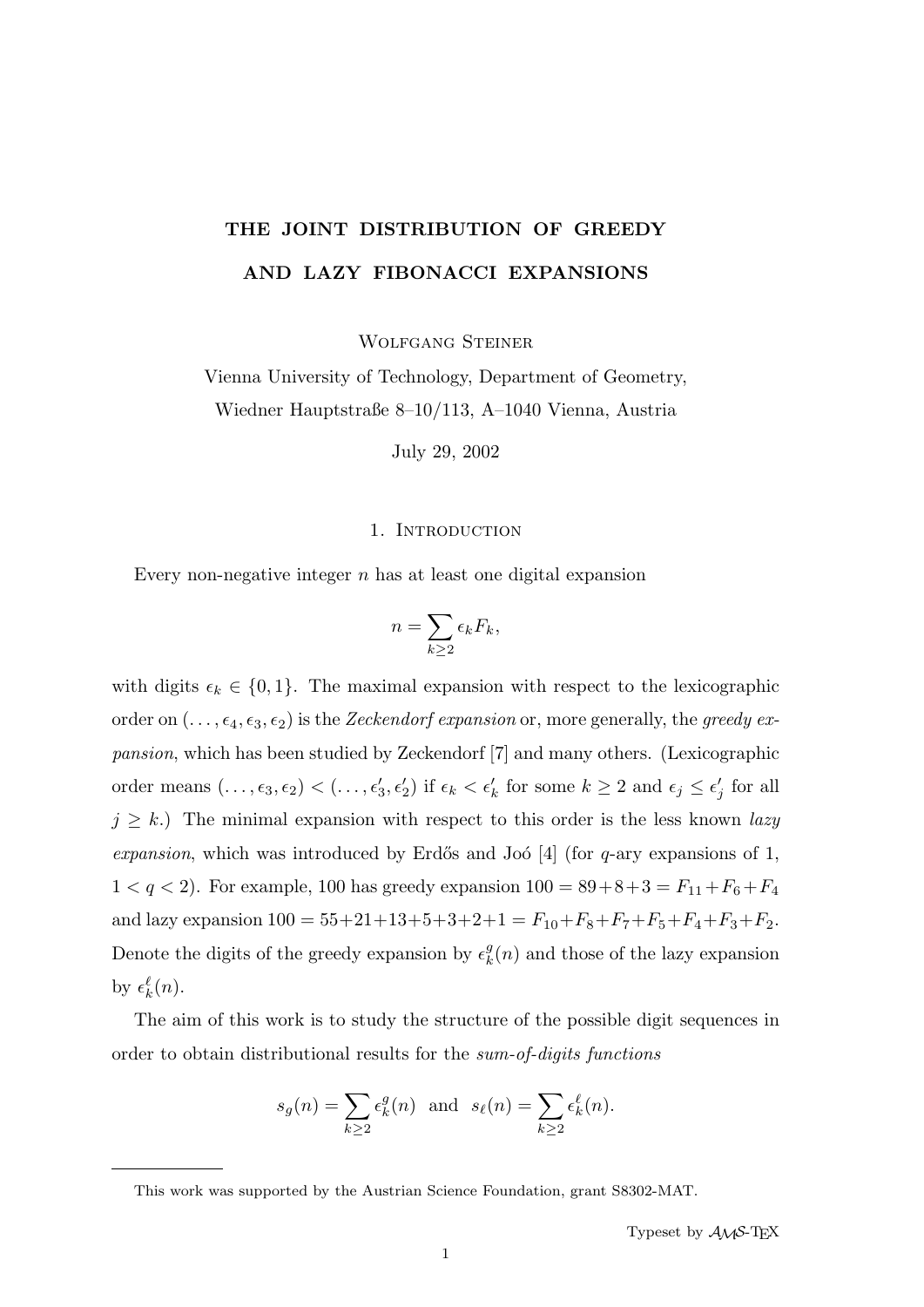# THE JOINT DISTRIBUTION OF GREEDY AND LAZY FIBONACCI EXPANSIONS

Wolfgang Steiner

Vienna University of Technology, Department of Geometry,
Wiedner Hauptstraße 8–10/113, A–1040 Vienna, Austria

July 29, 2002

## 1. Introduction

Every non-negative integer $n$ has at least one digital expansion

$$n = \sum_{k \geq 2} \epsilon_k F_k,$$

with digits $\epsilon_k \in \{0, 1\}$. The maximal expansion with respect to the lexicographic order on $(\ldots, \epsilon_4, \epsilon_3, \epsilon_2)$ is the *Zeckendorf expansion* or, more generally, the *greedy expansion*, which has been studied by Zeckendorf [7] and many others. (Lexicographic order means $(\ldots, \epsilon_3, \epsilon_2) < (\ldots, \epsilon'_3, \epsilon'_2)$ if $\epsilon_k < \epsilon'_k$ for some $k \geq 2$ and $\epsilon_j \leq \epsilon'_j$ for all $j \geq k$.) The minimal expansion with respect to this order is the less known *lazy expansion*, which was introduced by Erdős and Joó [4] (for $q$-ary expansions of 1, $1 < q < 2$). For example, 100 has greedy expansion $100 = 89+8+3 = F_{11}+F_6+F_4$ and lazy expansion $100 = 55+21+13+5+3+2+1 = F_{10}+F_8+F_7+F_5+F_4+F_3+F_2$. Denote the digits of the greedy expansion by $\epsilon_k^g(n)$ and those of the lazy expansion by $\epsilon_k^\ell(n)$.

The aim of this work is to study the structure of the possible digit sequences in order to obtain distributional results for the *sum-of-digits functions*

$$s_g(n) = \sum_{k \geq 2} \epsilon_k^g(n) \quad \text{and} \quad s_\ell(n) = \sum_{k \geq 2} \epsilon_k^\ell(n).$$

---

This work was supported by the Austrian Science Foundation, grant S8302-MAT.

Typeset by $\mathcal{AMS}$-TEX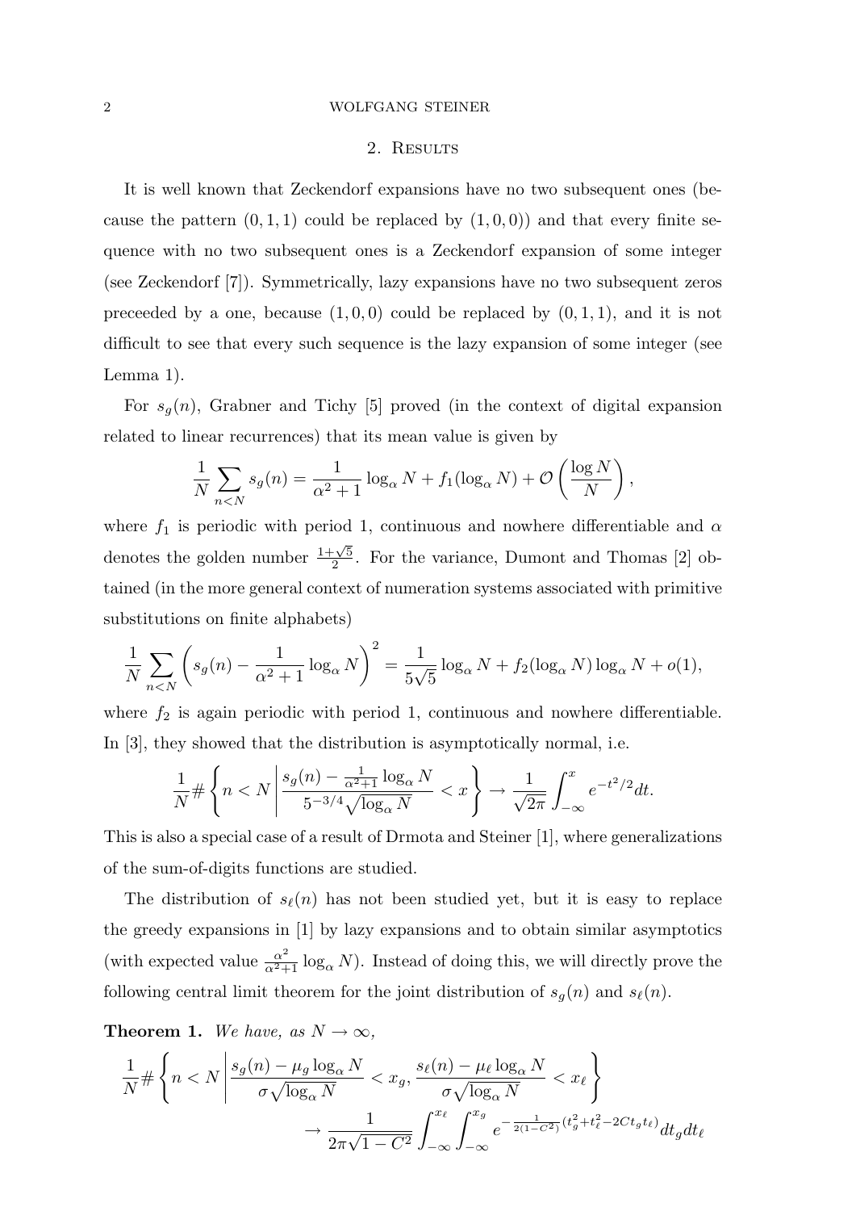## 2. Results

It is well known that Zeckendorf expansions have no two subsequent ones (because the pattern $(0,1,1)$ could be replaced by $(1,0,0)$) and that every finite sequence with no two subsequent ones is a Zeckendorf expansion of some integer (see Zeckendorf [7]). Symmetrically, lazy expansions have no two subsequent zeros preceeded by a one, because $(1,0,0)$ could be replaced by $(0,1,1)$, and it is not difficult to see that every such sequence is the lazy expansion of some integer (see Lemma 1).

For $s_g(n)$, Grabner and Tichy [5] proved (in the context of digital expansion related to linear recurrences) that its mean value is given by

$$\frac{1}{N}\sum_{n<N} s_g(n) = \frac{1}{\alpha^2+1}\log_\alpha N + f_1(\log_\alpha N) + \mathcal{O}\left(\frac{\log N}{N}\right),$$

where $f_1$ is periodic with period 1, continuous and nowhere differentiable and $\alpha$ denotes the golden number $\frac{1+\sqrt{5}}{2}$. For the variance, Dumont and Thomas [2] obtained (in the more general context of numeration systems associated with primitive substitutions on finite alphabets)

$$\frac{1}{N}\sum_{n<N}\left(s_g(n) - \frac{1}{\alpha^2+1}\log_\alpha N\right)^2 = \frac{1}{5\sqrt{5}}\log_\alpha N + f_2(\log_\alpha N)\log_\alpha N + o(1),$$

where $f_2$ is again periodic with period 1, continuous and nowhere differentiable. In [3], they showed that the distribution is asymptotically normal, i.e.

$$\frac{1}{N}\#\left\{n<N \,\middle|\, \frac{s_g(n)-\frac{1}{\alpha^2+1}\log_\alpha N}{5^{-3/4}\sqrt{\log_\alpha N}} < x\right\} \to \frac{1}{\sqrt{2\pi}}\int_{-\infty}^{x} e^{-t^2/2}dt.$$

This is also a special case of a result of Drmota and Steiner [1], where generalizations of the sum-of-digits functions are studied.

The distribution of $s_\ell(n)$ has not been studied yet, but it is easy to replace the greedy expansions in [1] by lazy expansions and to obtain similar asymptotics (with expected value $\frac{\alpha^2}{\alpha^2+1}\log_\alpha N$). Instead of doing this, we will directly prove the following central limit theorem for the joint distribution of $s_g(n)$ and $s_\ell(n)$.

**Theorem 1.** *We have, as $N\to\infty$,*

$$\frac{1}{N}\#\left\{n<N \,\middle|\, \frac{s_g(n)-\mu_g\log_\alpha N}{\sigma\sqrt{\log_\alpha N}} < x_g, \frac{s_\ell(n)-\mu_\ell\log_\alpha N}{\sigma\sqrt{\log_\alpha N}} < x_\ell\right\}$$
$$\to \frac{1}{2\pi\sqrt{1-C^2}}\int_{-\infty}^{x_\ell}\int_{-\infty}^{x_g} e^{-\frac{1}{2(1-C^2)}(t_g^2+t_\ell^2-2Ct_gt_\ell)}dt_g dt_\ell$$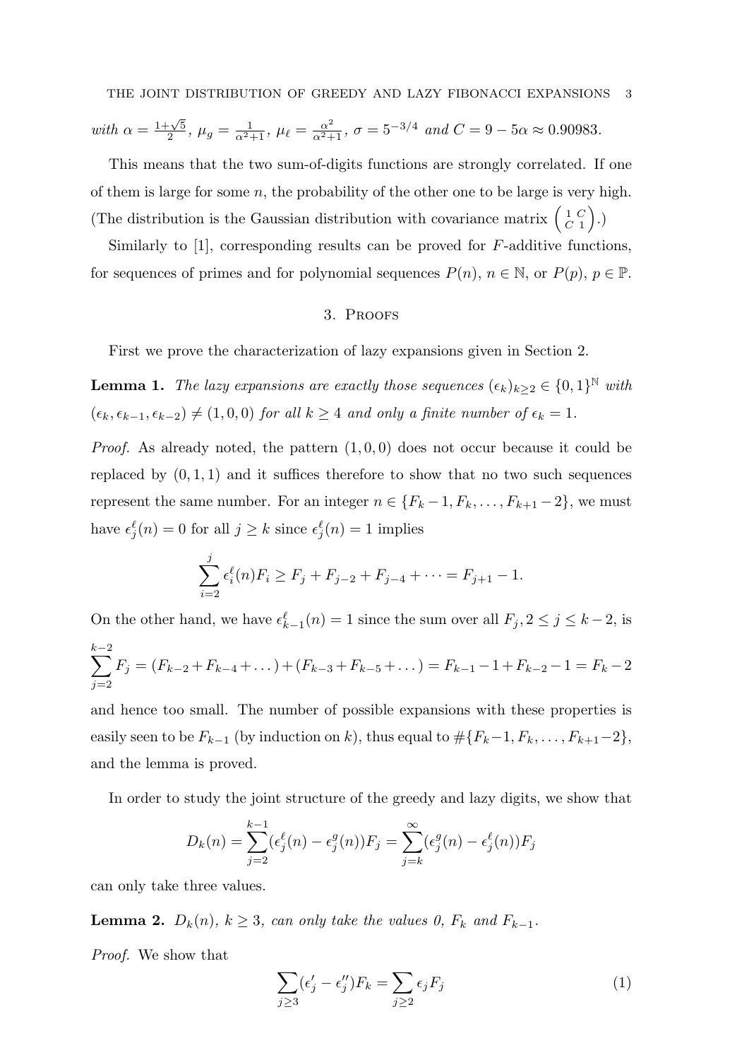*with* $\alpha = \frac{1+\sqrt{5}}{2}$, $\mu_g = \frac{1}{\alpha^2+1}$, $\mu_\ell = \frac{\alpha^2}{\alpha^2+1}$, $\sigma = 5^{-3/4}$ *and* $C = 9 - 5\alpha \approx 0.90983$.

This means that the two sum-of-digits functions are strongly correlated. If one of them is large for some $n$, the probability of the other one to be large is very high. (The distribution is the Gaussian distribution with covariance matrix $\left(\begin{smallmatrix} 1 & C \\ C & 1 \end{smallmatrix}\right)$.)

Similarly to [1], corresponding results can be proved for $F$-additive functions, for sequences of primes and for polynomial sequences $P(n)$, $n \in \mathbb{N}$, or $P(p)$, $p \in \mathbb{P}$.

## 3. Proofs

First we prove the characterization of lazy expansions given in Section 2.

**Lemma 1.** *The lazy expansions are exactly those sequences* $(\epsilon_k)_{k\geq 2} \in \{0,1\}^{\mathbb{N}}$ *with* $(\epsilon_k, \epsilon_{k-1}, \epsilon_{k-2}) \neq (1,0,0)$ *for all* $k \geq 4$ *and only a finite number of* $\epsilon_k = 1$.

*Proof.* As already noted, the pattern $(1,0,0)$ does not occur because it could be replaced by $(0,1,1)$ and it suffices therefore to show that no two such sequences represent the same number. For an integer $n \in \{F_k - 1, F_k, \ldots, F_{k+1} - 2\}$, we must have $\epsilon_j^\ell(n) = 0$ for all $j \geq k$ since $\epsilon_j^\ell(n) = 1$ implies

$$\sum_{i=2}^{j} \epsilon_i^\ell(n) F_i \geq F_j + F_{j-2} + F_{j-4} + \cdots = F_{j+1} - 1.$$

On the other hand, we have $\epsilon_{k-1}^\ell(n) = 1$ since the sum over all $F_j, 2 \leq j \leq k-2$, is

$$\sum_{j=2}^{k-2} F_j = (F_{k-2} + F_{k-4} + \ldots) + (F_{k-3} + F_{k-5} + \ldots) = F_{k-1} - 1 + F_{k-2} - 1 = F_k - 2$$

and hence too small. The number of possible expansions with these properties is easily seen to be $F_{k-1}$ (by induction on $k$), thus equal to $\#\{F_k - 1, F_k, \ldots, F_{k+1} - 2\}$, and the lemma is proved.

In order to study the joint structure of the greedy and lazy digits, we show that

$$D_k(n) = \sum_{j=2}^{k-1} (\epsilon_j^\ell(n) - \epsilon_j^g(n)) F_j = \sum_{j=k}^{\infty} (\epsilon_j^g(n) - \epsilon_j^\ell(n)) F_j$$

can only take three values.

**Lemma 2.** $D_k(n)$*,* $k \geq 3$*, can only take the values 0,* $F_k$ *and* $F_{k-1}$.

*Proof.* We show that

$$\sum_{j\geq 3} (\epsilon_j' - \epsilon_j'') F_k = \sum_{j\geq 2} \epsilon_j F_j \tag{1}$$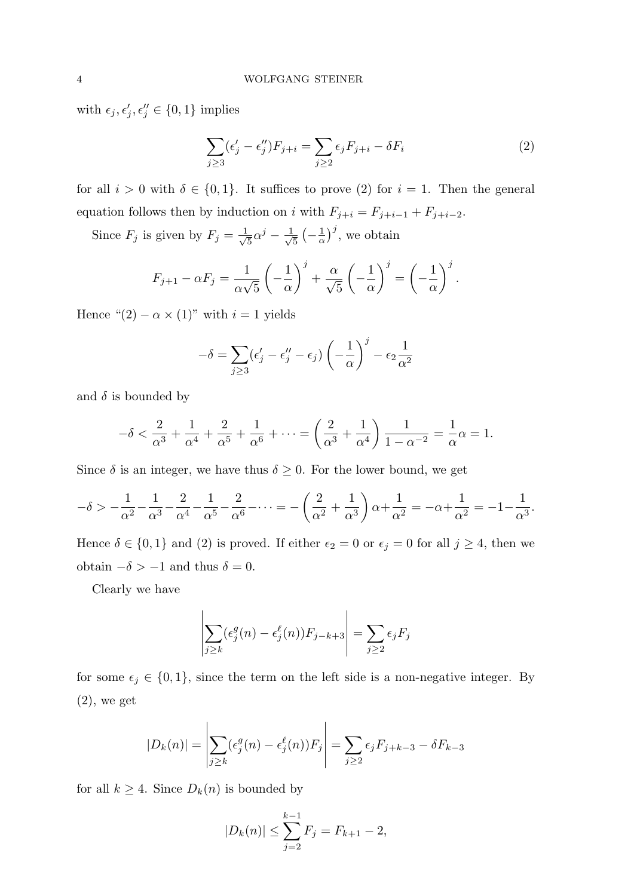with $\epsilon_j, \epsilon_j', \epsilon_j'' \in \{0,1\}$ implies

$$\sum_{j\geq 3}(\epsilon_j' - \epsilon_j'')F_{j+i} = \sum_{j\geq 2}\epsilon_j F_{j+i} - \delta F_i \tag{2}$$

for all $i > 0$ with $\delta \in \{0,1\}$. It suffices to prove (2) for $i = 1$. Then the general equation follows then by induction on $i$ with $F_{j+i} = F_{j+i-1} + F_{j+i-2}$.

Since $F_j$ is given by $F_j = \frac{1}{\sqrt{5}}\alpha^j - \frac{1}{\sqrt{5}}\left(-\frac{1}{\alpha}\right)^j$, we obtain

$$F_{j+1} - \alpha F_j = \frac{1}{\alpha\sqrt{5}}\left(-\frac{1}{\alpha}\right)^j + \frac{\alpha}{\sqrt{5}}\left(-\frac{1}{\alpha}\right)^j = \left(-\frac{1}{\alpha}\right)^j.$$

Hence "(2) $- \alpha \times$ (1)" with $i = 1$ yields

$$-\delta = \sum_{j\geq 3}(\epsilon_j' - \epsilon_j'' - \epsilon_j)\left(-\frac{1}{\alpha}\right)^j - \epsilon_2\frac{1}{\alpha^2}$$

and $\delta$ is bounded by

$$-\delta < \frac{2}{\alpha^3} + \frac{1}{\alpha^4} + \frac{2}{\alpha^5} + \frac{1}{\alpha^6} + \cdots = \left(\frac{2}{\alpha^3} + \frac{1}{\alpha^4}\right)\frac{1}{1-\alpha^{-2}} = \frac{1}{\alpha}\alpha = 1.$$

Since $\delta$ is an integer, we have thus $\delta \geq 0$. For the lower bound, we get

$$-\delta > -\frac{1}{\alpha^2} - \frac{1}{\alpha^3} - \frac{2}{\alpha^4} - \frac{1}{\alpha^5} - \frac{2}{\alpha^6} - \cdots = -\left(\frac{2}{\alpha^2} + \frac{1}{\alpha^3}\right)\alpha + \frac{1}{\alpha^2} = -\alpha + \frac{1}{\alpha^2} = -1 - \frac{1}{\alpha^3}.$$

Hence $\delta \in \{0,1\}$ and (2) is proved. If either $\epsilon_2 = 0$ or $\epsilon_j = 0$ for all $j \geq 4$, then we obtain $-\delta > -1$ and thus $\delta = 0$.

Clearly we have

$$\left|\sum_{j\geq k}(\epsilon_j^g(n) - \epsilon_j^\ell(n))F_{j-k+3}\right| = \sum_{j\geq 2}\epsilon_j F_j$$

for some $\epsilon_j \in \{0,1\}$, since the term on the left side is a non-negative integer. By (2), we get

$$|D_k(n)| = \left|\sum_{j\geq k}(\epsilon_j^g(n) - \epsilon_j^\ell(n))F_j\right| = \sum_{j\geq 2}\epsilon_j F_{j+k-3} - \delta F_{k-3}$$

for all $k \geq 4$. Since $D_k(n)$ is bounded by

$$|D_k(n)| \leq \sum_{j=2}^{k-1} F_j = F_{k+1} - 2,$$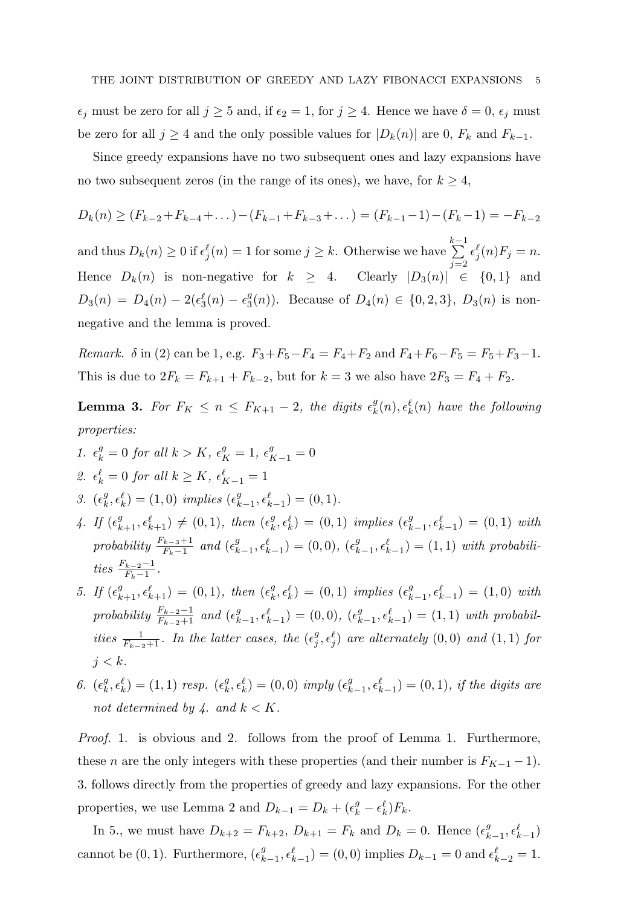$\epsilon_j$ must be zero for all $j \geq 5$ and, if $\epsilon_2 = 1$, for $j \geq 4$. Hence we have $\delta = 0$, $\epsilon_j$ must be zero for all $j \geq 4$ and the only possible values for $|D_k(n)|$ are 0, $F_k$ and $F_{k-1}$.

Since greedy expansions have no two subsequent ones and lazy expansions have no two subsequent zeros (in the range of its ones), we have, for $k \geq 4$,

$$D_k(n) \geq (F_{k-2}+F_{k-4}+\dots)-(F_{k-1}+F_{k-3}+\dots) = (F_{k-1}-1)-(F_k-1) = -F_{k-2}$$

and thus $D_k(n) \geq 0$ if $\epsilon_j^\ell(n) = 1$ for some $j \geq k$. Otherwise we have $\sum_{j=2}^{k-1} \epsilon_j^\ell(n) F_j = n$. Hence $D_k(n)$ is non-negative for $k \geq 4$. Clearly $|D_3(n)| \in \{0,1\}$ and $D_3(n) = D_4(n) - 2(\epsilon_3^\ell(n) - \epsilon_3^g(n))$. Because of $D_4(n) \in \{0,2,3\}$, $D_3(n)$ is non-negative and the lemma is proved.

*Remark.* $\delta$ in (2) can be 1, e.g. $F_3+F_5-F_4 = F_4+F_2$ and $F_4+F_6-F_5 = F_5+F_3-1$. This is due to $2F_k = F_{k+1}+F_{k-2}$, but for $k=3$ we also have $2F_3 = F_4+F_2$.

**Lemma 3.** *For $F_K \leq n \leq F_{K+1}-2$, the digits $\epsilon_k^g(n), \epsilon_k^\ell(n)$ have the following properties:*

1. *$\epsilon_k^g = 0$ for all $k > K$, $\epsilon_K^g = 1$, $\epsilon_{K-1}^g = 0$*
2. *$\epsilon_k^\ell = 0$ for all $k \geq K$, $\epsilon_{K-1}^\ell = 1$*
3. *$(\epsilon_k^g, \epsilon_k^\ell) = (1,0)$ implies $(\epsilon_{k-1}^g, \epsilon_{k-1}^\ell) = (0,1)$.*
4. *If $(\epsilon_{k+1}^g, \epsilon_{k+1}^\ell) \neq (0,1)$, then $(\epsilon_k^g, \epsilon_k^\ell) = (0,1)$ implies $(\epsilon_{k-1}^g, \epsilon_{k-1}^\ell) = (0,1)$ with probability $\frac{F_{k-3}+1}{F_k-1}$ and $(\epsilon_{k-1}^g, \epsilon_{k-1}^\ell) = (0,0)$, $(\epsilon_{k-1}^g, \epsilon_{k-1}^\ell) = (1,1)$ with probabilities $\frac{F_{k-2}-1}{F_k-1}$.*
5. *If $(\epsilon_{k+1}^g, \epsilon_{k+1}^\ell) = (0,1)$, then $(\epsilon_k^g, \epsilon_k^\ell) = (0,1)$ implies $(\epsilon_{k-1}^g, \epsilon_{k-1}^\ell) = (1,0)$ with probability $\frac{F_{k-2}-1}{F_{k-2}+1}$ and $(\epsilon_{k-1}^g, \epsilon_{k-1}^\ell) = (0,0)$, $(\epsilon_{k-1}^g, \epsilon_{k-1}^\ell) = (1,1)$ with probabilities $\frac{1}{F_{k-2}+1}$. In the latter cases, the $(\epsilon_j^g, \epsilon_j^\ell)$ are alternately $(0,0)$ and $(1,1)$ for $j < k$.*
6. *$(\epsilon_k^g, \epsilon_k^\ell) = (1,1)$ resp. $(\epsilon_k^g, \epsilon_k^\ell) = (0,0)$ imply $(\epsilon_{k-1}^g, \epsilon_{k-1}^\ell) = (0,1)$, if the digits are not determined by 4. and $k < K$.*

*Proof.* 1. is obvious and 2. follows from the proof of Lemma 1. Furthermore, these $n$ are the only integers with these properties (and their number is $F_{K-1}-1$). 3. follows directly from the properties of greedy and lazy expansions. For the other properties, we use Lemma 2 and $D_{k-1} = D_k + (\epsilon_k^g - \epsilon_k^\ell)F_k$.

In 5., we must have $D_{k+2} = F_{k+2}$, $D_{k+1} = F_k$ and $D_k = 0$. Hence $(\epsilon_{k-1}^g, \epsilon_{k-1}^\ell)$ cannot be $(0,1)$. Furthermore, $(\epsilon_{k-1}^g, \epsilon_{k-1}^\ell) = (0,0)$ implies $D_{k-1} = 0$ and $\epsilon_{k-2}^\ell = 1$.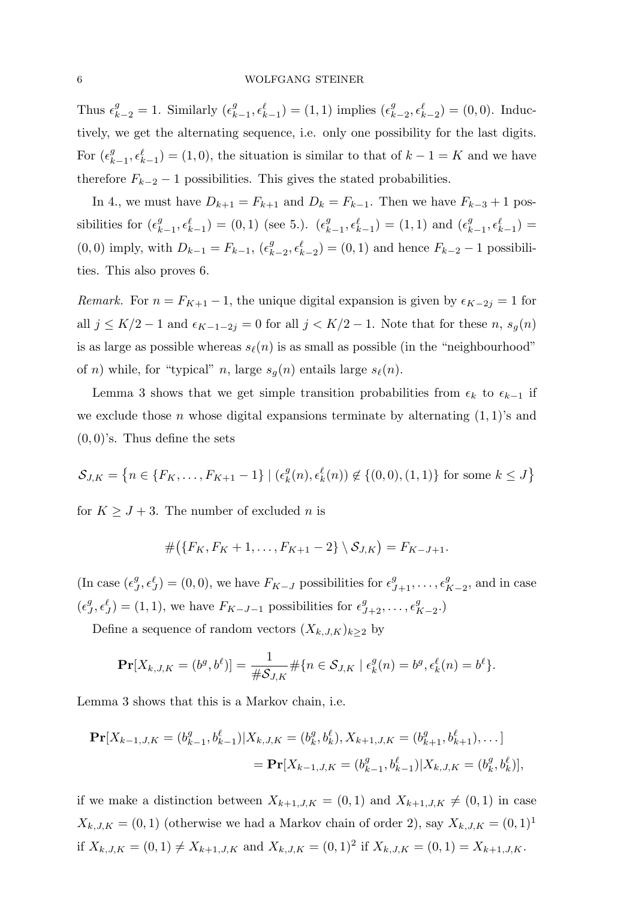Thus $\epsilon^g_{k-2} = 1$. Similarly $(\epsilon^g_{k-1}, \epsilon^\ell_{k-1}) = (1,1)$ implies $(\epsilon^g_{k-2}, \epsilon^\ell_{k-2}) = (0,0)$. Inductively, we get the alternating sequence, i.e. only one possibility for the last digits. For $(\epsilon^g_{k-1}, \epsilon^\ell_{k-1}) = (1,0)$, the situation is similar to that of $k-1 = K$ and we have therefore $F_{k-2} - 1$ possibilities. This gives the stated probabilities.

In 4., we must have $D_{k+1} = F_{k+1}$ and $D_k = F_{k-1}$. Then we have $F_{k-3} + 1$ possibilities for $(\epsilon^g_{k-1}, \epsilon^\ell_{k-1}) = (0,1)$ (see 5.). $(\epsilon^g_{k-1}, \epsilon^\ell_{k-1}) = (1,1)$ and $(\epsilon^g_{k-1}, \epsilon^\ell_{k-1}) = (0,0)$ imply, with $D_{k-1} = F_{k-1}$, $(\epsilon^g_{k-2}, \epsilon^\ell_{k-2}) = (0,1)$ and hence $F_{k-2} - 1$ possibilities. This also proves 6.

*Remark.* For $n = F_{K+1} - 1$, the unique digital expansion is given by $\epsilon_{K-2j} = 1$ for all $j \leq K/2 - 1$ and $\epsilon_{K-1-2j} = 0$ for all $j < K/2 - 1$. Note that for these $n$, $s_g(n)$ is as large as possible whereas $s_\ell(n)$ is as small as possible (in the "neighbourhood" of $n$) while, for "typical" $n$, large $s_g(n)$ entails large $s_\ell(n)$.

Lemma 3 shows that we get simple transition probabilities from $\epsilon_k$ to $\epsilon_{k-1}$ if we exclude those $n$ whose digital expansions terminate by alternating $(1,1)$'s and $(0,0)$'s. Thus define the sets

$$\mathcal{S}_{J,K} = \left\{ n \in \{F_K, \ldots, F_{K+1} - 1\} \mid (\epsilon^g_k(n), \epsilon^\ell_k(n)) \notin \{(0,0),(1,1)\} \text{ for some } k \leq J \right\}$$

for $K \geq J + 3$. The number of excluded $n$ is

$$\#\big(\{F_K, F_K + 1, \ldots, F_{K+1} - 2\} \setminus \mathcal{S}_{J,K}\big) = F_{K-J+1}.$$

(In case $(\epsilon^g_J, \epsilon^\ell_J) = (0,0)$, we have $F_{K-J}$ possibilities for $\epsilon^g_{J+1}, \ldots, \epsilon^g_{K-2}$, and in case $(\epsilon^g_J, \epsilon^\ell_J) = (1,1)$, we have $F_{K-J-1}$ possibilities for $\epsilon^g_{J+2}, \ldots, \epsilon^g_{K-2}$.)

Define a sequence of random vectors $(X_{k,J,K})_{k \geq 2}$ by

$$\mathbf{Pr}[X_{k,J,K} = (b^g, b^\ell)] = \frac{1}{\#\mathcal{S}_{J,K}} \#\{n \in \mathcal{S}_{J,K} \mid \epsilon^g_k(n) = b^g, \epsilon^\ell_k(n) = b^\ell\}.$$

Lemma 3 shows that this is a Markov chain, i.e.

$$\begin{aligned}\mathbf{Pr}[X_{k-1,J,K} = (b^g_{k-1}, b^\ell_{k-1}) | X_{k,J,K} = (b^g_k, b^\ell_k), X_{k+1,J,K} = (b^g_{k+1}, b^\ell_{k+1}), \ldots] \\ = \mathbf{Pr}[X_{k-1,J,K} = (b^g_{k-1}, b^\ell_{k-1}) | X_{k,J,K} = (b^g_k, b^\ell_k)],\end{aligned}$$

if we make a distinction between $X_{k+1,J,K} = (0,1)$ and $X_{k+1,J,K} \neq (0,1)$ in case $X_{k,J,K} = (0,1)$ (otherwise we had a Markov chain of order 2), say $X_{k,J,K} = (0,1)^1$ if $X_{k,J,K} = (0,1) \neq X_{k+1,J,K}$ and $X_{k,J,K} = (0,1)^2$ if $X_{k,J,K} = (0,1) = X_{k+1,J,K}$.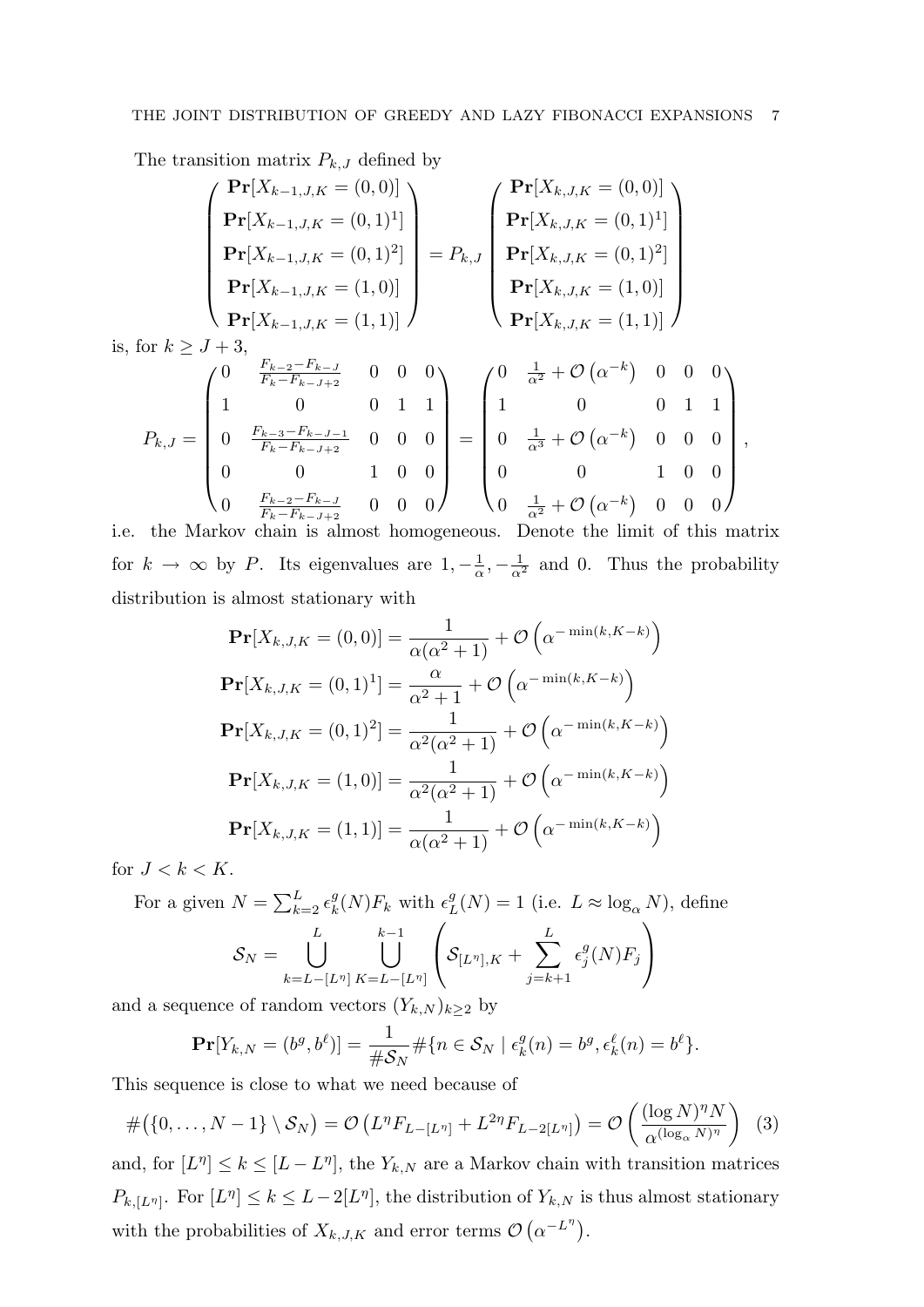The transition matrix $P_{k,J}$ defined by

$$\begin{pmatrix} \mathbf{Pr}[X_{k-1,J,K} = (0,0)] \\ \mathbf{Pr}[X_{k-1,J,K} = (0,1)^1] \\ \mathbf{Pr}[X_{k-1,J,K} = (0,1)^2] \\ \mathbf{Pr}[X_{k-1,J,K} = (1,0)] \\ \mathbf{Pr}[X_{k-1,J,K} = (1,1)] \end{pmatrix} = P_{k,J} \begin{pmatrix} \mathbf{Pr}[X_{k,J,K} = (0,0)] \\ \mathbf{Pr}[X_{k,J,K} = (0,1)^1] \\ \mathbf{Pr}[X_{k,J,K} = (0,1)^2] \\ \mathbf{Pr}[X_{k,J,K} = (1,0)] \\ \mathbf{Pr}[X_{k,J,K} = (1,1)] \end{pmatrix}$$

is, for $k \geq J+3$,

$$P_{k,J} = \begin{pmatrix} 0 & \frac{F_{k-2}-F_{k-J}}{F_k - F_{k-J+2}} & 0 & 0 & 0 \\ 1 & 0 & 0 & 1 & 1 \\ 0 & \frac{F_{k-3}-F_{k-J-1}}{F_k - F_{k-J+2}} & 0 & 0 & 0 \\ 0 & 0 & 1 & 0 & 0 \\ 0 & \frac{F_{k-2}-F_{k-J}}{F_k - F_{k-J+2}} & 0 & 0 & 0 \end{pmatrix} = \begin{pmatrix} 0 & \frac{1}{\alpha^2} + \mathcal{O}\left(\alpha^{-k}\right) & 0 & 0 & 0 \\ 1 & 0 & 0 & 1 & 1 \\ 0 & \frac{1}{\alpha^3} + \mathcal{O}\left(\alpha^{-k}\right) & 0 & 0 & 0 \\ 0 & 0 & 1 & 0 & 0 \\ 0 & \frac{1}{\alpha^2} + \mathcal{O}\left(\alpha^{-k}\right) & 0 & 0 & 0 \end{pmatrix},$$

i.e. the Markov chain is almost homogeneous. Denote the limit of this matrix for $k \to \infty$ by $P$. Its eigenvalues are $1, -\frac{1}{\alpha}, -\frac{1}{\alpha^2}$ and $0$. Thus the probability distribution is almost stationary with

$$\mathbf{Pr}[X_{k,J,K} = (0,0)] = \frac{1}{\alpha(\alpha^2+1)} + \mathcal{O}\left(\alpha^{-\min(k,K-k)}\right)$$

$$\mathbf{Pr}[X_{k,J,K} = (0,1)^1] = \frac{\alpha}{\alpha^2+1} + \mathcal{O}\left(\alpha^{-\min(k,K-k)}\right)$$

$$\mathbf{Pr}[X_{k,J,K} = (0,1)^2] = \frac{1}{\alpha^2(\alpha^2+1)} + \mathcal{O}\left(\alpha^{-\min(k,K-k)}\right)$$

$$\mathbf{Pr}[X_{k,J,K} = (1,0)] = \frac{1}{\alpha^2(\alpha^2+1)} + \mathcal{O}\left(\alpha^{-\min(k,K-k)}\right)$$

$$\mathbf{Pr}[X_{k,J,K} = (1,1)] = \frac{1}{\alpha(\alpha^2+1)} + \mathcal{O}\left(\alpha^{-\min(k,K-k)}\right)$$

for $J < k < K$.

For a given $N = \sum_{k=2}^{L} \epsilon_k^g(N) F_k$ with $\epsilon_L^g(N) = 1$ (i.e. $L \approx \log_\alpha N$), define

$$\mathcal{S}_N = \bigcup_{k=L-[L^\eta]}^{L} \bigcup_{K=L-[L^\eta]}^{k-1} \left( \mathcal{S}_{[L^\eta],K} + \sum_{j=k+1}^{L} \epsilon_j^g(N) F_j \right)$$

and a sequence of random vectors $(Y_{k,N})_{k\geq 2}$ by

$$\mathbf{Pr}[Y_{k,N} = (b^g, b^\ell)] = \frac{1}{\#\mathcal{S}_N} \#\{n \in \mathcal{S}_N \mid \epsilon_k^g(n) = b^g, \epsilon_k^\ell(n) = b^\ell\}.$$

This sequence is close to what we need because of

$$\#\big(\{0,\ldots,N-1\} \setminus \mathcal{S}_N\big) = \mathcal{O}\left(L^\eta F_{L-[L^\eta]} + L^{2\eta} F_{L-2[L^\eta]}\right) = \mathcal{O}\left(\frac{(\log N)^\eta N}{\alpha^{(\log_\alpha N)^\eta}}\right) \quad (3)$$

and, for $[L^\eta] \leq k \leq [L - L^\eta]$, the $Y_{k,N}$ are a Markov chain with transition matrices $P_{k,[L^\eta]}$. For $[L^\eta] \leq k \leq L - 2[L^\eta]$, the distribution of $Y_{k,N}$ is thus almost stationary with the probabilities of $X_{k,J,K}$ and error terms $\mathcal{O}\left(\alpha^{-L^\eta}\right)$.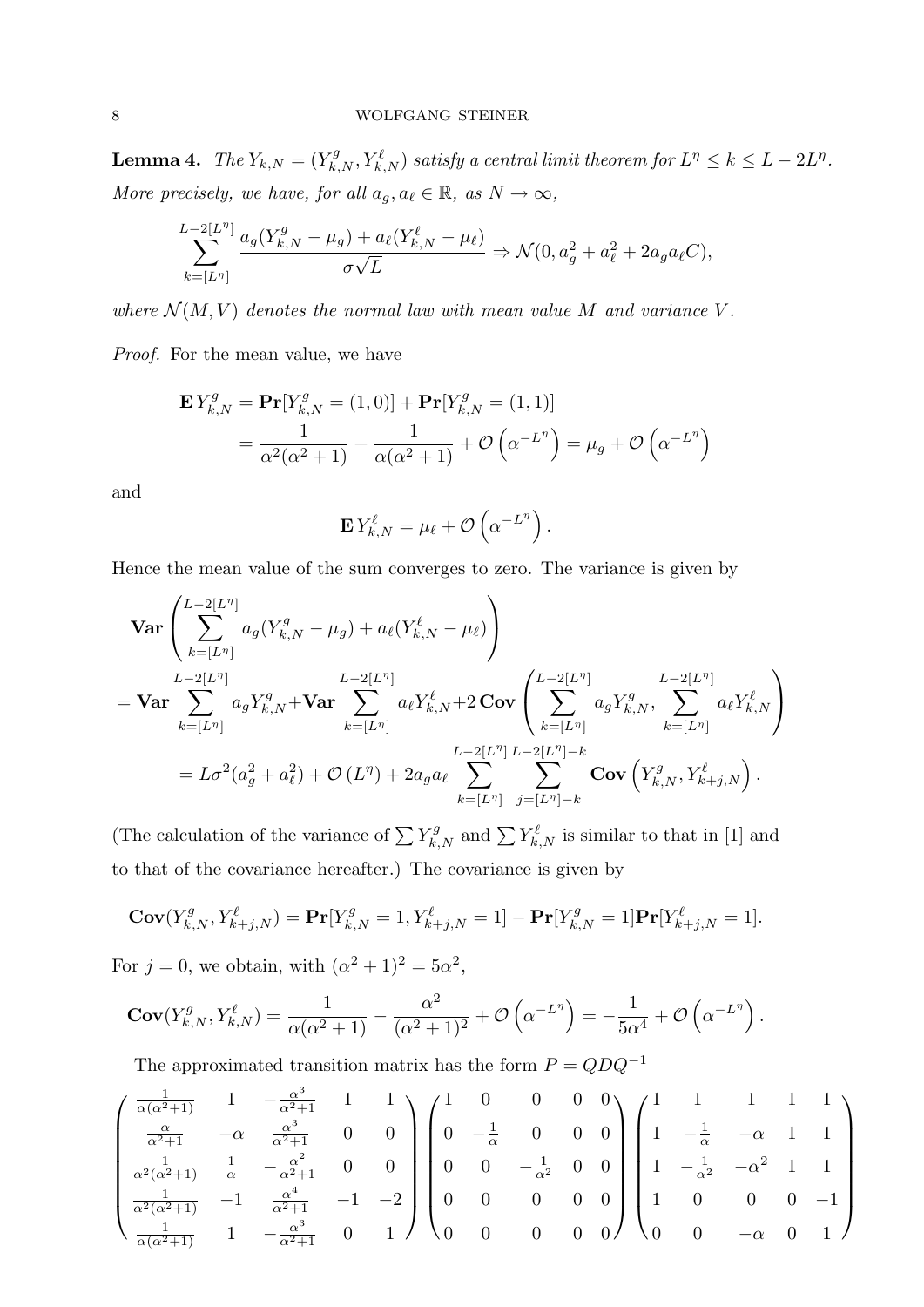**Lemma 4.** *The $Y_{k,N} = (Y^g_{k,N}, Y^\ell_{k,N})$ satisfy a central limit theorem for $L^\eta \le k \le L - 2L^\eta$. More precisely, we have, for all $a_g, a_\ell \in \mathbb{R}$, as $N \to \infty$,*

$$\sum_{k=[L^\eta]}^{L-2[L^\eta]} \frac{a_g(Y^g_{k,N} - \mu_g) + a_\ell(Y^\ell_{k,N} - \mu_\ell)}{\sigma\sqrt{L}} \Rightarrow \mathcal{N}(0, a_g^2 + a_\ell^2 + 2a_g a_\ell C),$$

*where $\mathcal{N}(M,V)$ denotes the normal law with mean value $M$ and variance $V$.*

*Proof.* For the mean value, we have

$$\begin{aligned}
\mathbf{E}\, Y^g_{k,N} &= \mathbf{Pr}[Y^g_{k,N} = (1,0)] + \mathbf{Pr}[Y^g_{k,N} = (1,1)] \\
&= \frac{1}{\alpha^2(\alpha^2+1)} + \frac{1}{\alpha(\alpha^2+1)} + \mathcal{O}\left(\alpha^{-L^\eta}\right) = \mu_g + \mathcal{O}\left(\alpha^{-L^\eta}\right)
\end{aligned}$$

and

$$\mathbf{E}\, Y^\ell_{k,N} = \mu_\ell + \mathcal{O}\left(\alpha^{-L^\eta}\right).$$

Hence the mean value of the sum converges to zero. The variance is given by

$$\begin{aligned}
&\mathbf{Var}\left(\sum_{k=[L^\eta]}^{L-2[L^\eta]} a_g(Y^g_{k,N} - \mu_g) + a_\ell(Y^\ell_{k,N} - \mu_\ell)\right) \\
&= \mathbf{Var} \sum_{k=[L^\eta]}^{L-2[L^\eta]} a_g Y^g_{k,N} + \mathbf{Var} \sum_{k=[L^\eta]}^{L-2[L^\eta]} a_\ell Y^\ell_{k,N} + 2\,\mathbf{Cov}\left(\sum_{k=[L^\eta]}^{L-2[L^\eta]} a_g Y^g_{k,N}, \sum_{k=[L^\eta]}^{L-2[L^\eta]} a_\ell Y^\ell_{k,N}\right) \\
&\quad = L\sigma^2(a_g^2 + a_\ell^2) + \mathcal{O}(L^\eta) + 2a_g a_\ell \sum_{k=[L^\eta]}^{L-2[L^\eta]} \sum_{j=[L^\eta]-k}^{L-2[L^\eta]-k} \mathbf{Cov}\left(Y^g_{k,N}, Y^\ell_{k+j,N}\right).
\end{aligned}$$

(The calculation of the variance of $\sum Y^g_{k,N}$ and $\sum Y^\ell_{k,N}$ is similar to that in [1] and to that of the covariance hereafter.) The covariance is given by

$$\mathbf{Cov}(Y^g_{k,N}, Y^\ell_{k+j,N}) = \mathbf{Pr}[Y^g_{k,N} = 1, Y^\ell_{k+j,N} = 1] - \mathbf{Pr}[Y^g_{k,N} = 1]\mathbf{Pr}[Y^\ell_{k+j,N} = 1].$$

For $j = 0$, we obtain, with $(\alpha^2+1)^2 = 5\alpha^2$,

$$\mathbf{Cov}(Y^g_{k,N}, Y^\ell_{k,N}) = \frac{1}{\alpha(\alpha^2+1)} - \frac{\alpha^2}{(\alpha^2+1)^2} + \mathcal{O}\left(\alpha^{-L^\eta}\right) = -\frac{1}{5\alpha^4} + \mathcal{O}\left(\alpha^{-L^\eta}\right).$$

The approximated transition matrix has the form $P = QDQ^{-1}$

$$\begin{pmatrix}
\frac{1}{\alpha(\alpha^2+1)} & 1 & -\frac{\alpha^3}{\alpha^2+1} & 1 & 1 \\
\frac{\alpha}{\alpha^2+1} & -\alpha & \frac{\alpha^3}{\alpha^2+1} & 0 & 0 \\
\frac{1}{\alpha^2(\alpha^2+1)} & \frac{1}{\alpha} & -\frac{\alpha^2}{\alpha^2+1} & 0 & 0 \\
\frac{1}{\alpha^2(\alpha^2+1)} & -1 & \frac{\alpha^4}{\alpha^2+1} & -1 & -2 \\
\frac{1}{\alpha(\alpha^2+1)} & 1 & -\frac{\alpha^3}{\alpha^2+1} & 0 & 1
\end{pmatrix}
\begin{pmatrix}
1 & 0 & 0 & 0 & 0 \\
0 & -\frac{1}{\alpha} & 0 & 0 & 0 \\
0 & 0 & -\frac{1}{\alpha^2} & 0 & 0 \\
0 & 0 & 0 & 0 & 0 \\
0 & 0 & 0 & 0 & 0
\end{pmatrix}
\begin{pmatrix}
1 & 1 & 1 & 1 & 1 \\
1 & -\frac{1}{\alpha} & -\alpha & 1 & 1 \\
1 & -\frac{1}{\alpha^2} & -\alpha^2 & 1 & 1 \\
1 & 0 & 0 & 0 & -1 \\
0 & 0 & -\alpha & 0 & 1
\end{pmatrix}$$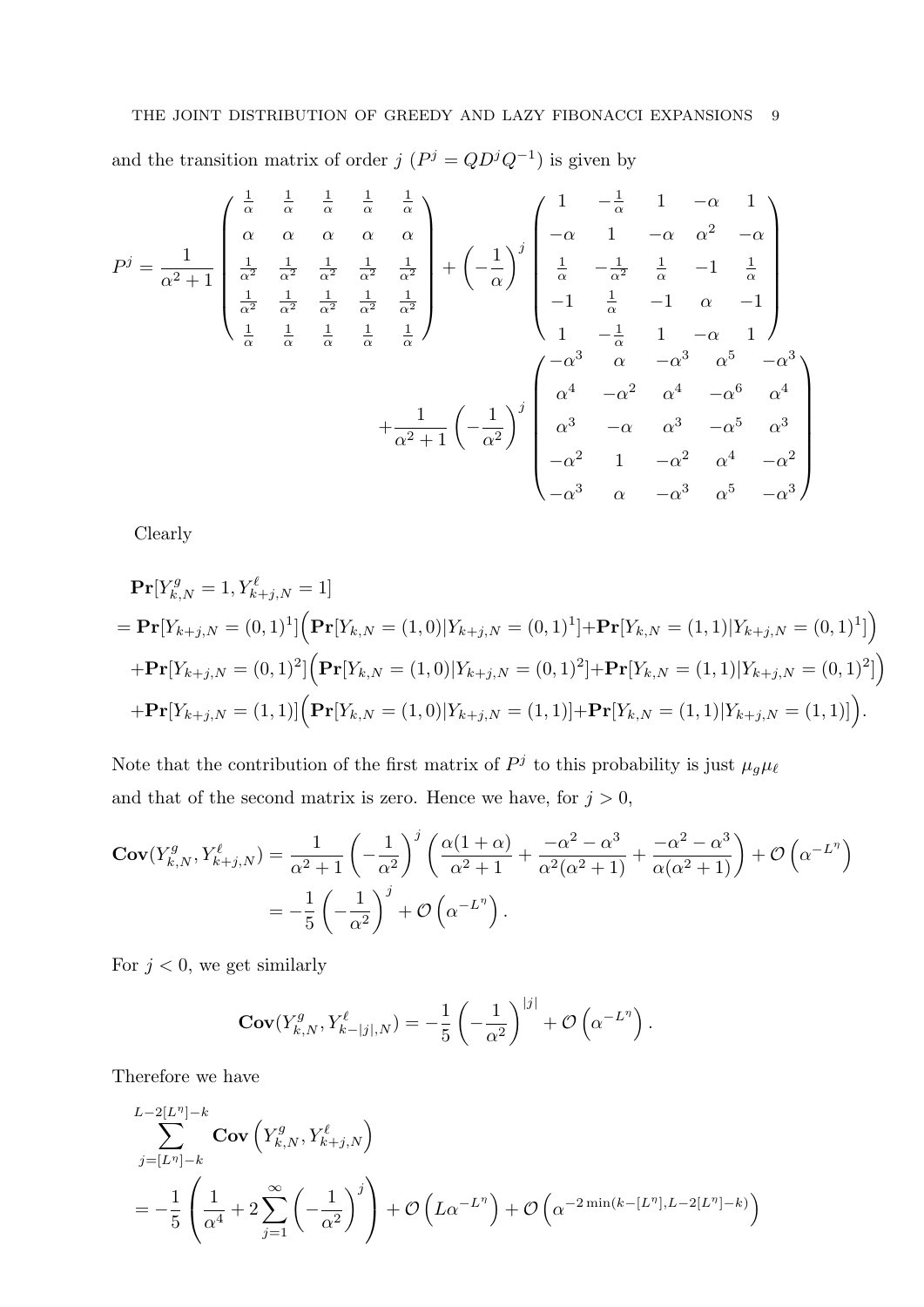and the transition matrix of order $j$ ($P^j = QD^jQ^{-1}$) is given by

$$
P^j = \frac{1}{\alpha^2+1}\begin{pmatrix} \frac{1}{\alpha} & \frac{1}{\alpha} & \frac{1}{\alpha} & \frac{1}{\alpha} & \frac{1}{\alpha} \\ \alpha & \alpha & \alpha & \alpha & \alpha \\ \frac{1}{\alpha^2} & \frac{1}{\alpha^2} & \frac{1}{\alpha^2} & \frac{1}{\alpha^2} & \frac{1}{\alpha^2} \\ \frac{1}{\alpha^2} & \frac{1}{\alpha^2} & \frac{1}{\alpha^2} & \frac{1}{\alpha^2} & \frac{1}{\alpha^2} \\ \frac{1}{\alpha} & \frac{1}{\alpha} & \frac{1}{\alpha} & \frac{1}{\alpha} & \frac{1}{\alpha} \end{pmatrix} + \left(-\frac{1}{\alpha}\right)^j \begin{pmatrix} 1 & -\frac{1}{\alpha} & 1 & -\alpha & 1 \\ -\alpha & 1 & -\alpha & \alpha^2 & -\alpha \\ \frac{1}{\alpha} & -\frac{1}{\alpha^2} & \frac{1}{\alpha} & -1 & \frac{1}{\alpha} \\ -1 & \frac{1}{\alpha} & -1 & \alpha & -1 \\ 1 & -\frac{1}{\alpha} & 1 & -\alpha & 1 \end{pmatrix}
$$

$$
+\frac{1}{\alpha^2+1}\left(-\frac{1}{\alpha^2}\right)^j \begin{pmatrix} -\alpha^3 & \alpha & -\alpha^3 & \alpha^5 & -\alpha^3 \\ \alpha^4 & -\alpha^2 & \alpha^4 & -\alpha^6 & \alpha^4 \\ \alpha^3 & -\alpha & \alpha^3 & -\alpha^5 & \alpha^3 \\ -\alpha^2 & 1 & -\alpha^2 & \alpha^4 & -\alpha^2 \\ -\alpha^3 & \alpha & -\alpha^3 & \alpha^5 & -\alpha^3 \end{pmatrix}
$$

Clearly

$$
\begin{aligned}
&\mathbf{Pr}[Y^g_{k,N}=1, Y^\ell_{k+j,N}=1] \\
&= \mathbf{Pr}[Y_{k+j,N}=(0,1)^1]\Big(\mathbf{Pr}[Y_{k,N}=(1,0)|Y_{k+j,N}=(0,1)^1]+\mathbf{Pr}[Y_{k,N}=(1,1)|Y_{k+j,N}=(0,1)^1]\Big) \\
&\quad +\mathbf{Pr}[Y_{k+j,N}=(0,1)^2]\Big(\mathbf{Pr}[Y_{k,N}=(1,0)|Y_{k+j,N}=(0,1)^2]+\mathbf{Pr}[Y_{k,N}=(1,1)|Y_{k+j,N}=(0,1)^2]\Big) \\
&\quad +\mathbf{Pr}[Y_{k+j,N}=(1,1)]\Big(\mathbf{Pr}[Y_{k,N}=(1,0)|Y_{k+j,N}=(1,1)]+\mathbf{Pr}[Y_{k,N}=(1,1)|Y_{k+j,N}=(1,1)]\Big).
\end{aligned}
$$

Note that the contribution of the first matrix of $P^j$ to this probability is just $\mu_g\mu_\ell$ and that of the second matrix is zero. Hence we have, for $j>0$,

$$
\begin{aligned}
\mathbf{Cov}(Y^g_{k,N}, Y^\ell_{k+j,N}) &= \frac{1}{\alpha^2+1}\left(-\frac{1}{\alpha^2}\right)^j\left(\frac{\alpha(1+\alpha)}{\alpha^2+1}+\frac{-\alpha^2-\alpha^3}{\alpha^2(\alpha^2+1)}+\frac{-\alpha^2-\alpha^3}{\alpha(\alpha^2+1)}\right)+\mathcal{O}\left(\alpha^{-L^\eta}\right) \\
&= -\frac{1}{5}\left(-\frac{1}{\alpha^2}\right)^j+\mathcal{O}\left(\alpha^{-L^\eta}\right).
\end{aligned}
$$

For $j<0$, we get similarly

$$
\mathbf{Cov}(Y^g_{k,N}, Y^\ell_{k-|j|,N}) = -\frac{1}{5}\left(-\frac{1}{\alpha^2}\right)^{|j|}+\mathcal{O}\left(\alpha^{-L^\eta}\right).
$$

Therefore we have

$$
\begin{aligned}
&\sum_{j=[L^\eta]-k}^{L-2[L^\eta]-k} \mathbf{Cov}\left(Y^g_{k,N}, Y^\ell_{k+j,N}\right) \\
&= -\frac{1}{5}\left(\frac{1}{\alpha^4}+2\sum_{j=1}^{\infty}\left(-\frac{1}{\alpha^2}\right)^j\right)+\mathcal{O}\left(L\alpha^{-L^\eta}\right)+\mathcal{O}\left(\alpha^{-2\min(k-[L^\eta],L-2[L^\eta]-k)}\right)
\end{aligned}
$$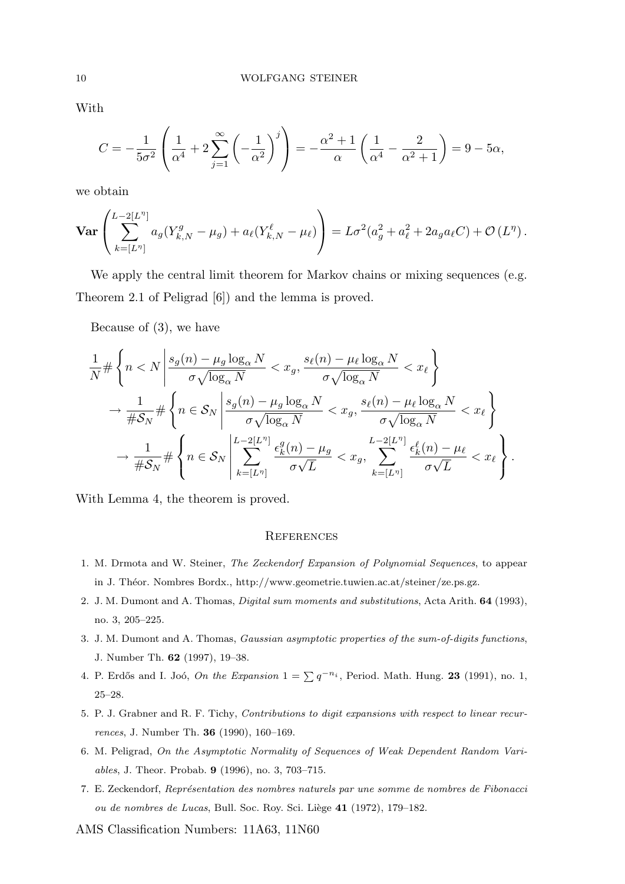With

$$C = -\frac{1}{5\sigma^2}\left(\frac{1}{\alpha^4} + 2\sum_{j=1}^{\infty}\left(-\frac{1}{\alpha^2}\right)^j\right) = -\frac{\alpha^2+1}{\alpha}\left(\frac{1}{\alpha^4} - \frac{2}{\alpha^2+1}\right) = 9 - 5\alpha,$$

we obtain

$$\mathbf{Var}\left(\sum_{k=[L^\eta]}^{L-2[L^\eta]} a_g(Y_{k,N}^g - \mu_g) + a_\ell(Y_{k,N}^\ell - \mu_\ell)\right) = L\sigma^2(a_g^2 + a_\ell^2 + 2a_g a_\ell C) + \mathcal{O}\left(L^\eta\right).$$

We apply the central limit theorem for Markov chains or mixing sequences (e.g. Theorem 2.1 of Peligrad [6]) and the lemma is proved.

Because of (3), we have

$$\begin{aligned}
&\frac{1}{N}\#\left\{n < N \,\middle|\, \frac{s_g(n) - \mu_g \log_\alpha N}{\sigma\sqrt{\log_\alpha N}} < x_g, \frac{s_\ell(n) - \mu_\ell \log_\alpha N}{\sigma\sqrt{\log_\alpha N}} < x_\ell\right\} \\
&\quad \to \frac{1}{\#\mathcal{S}_N}\#\left\{n \in \mathcal{S}_N \,\middle|\, \frac{s_g(n) - \mu_g \log_\alpha N}{\sigma\sqrt{\log_\alpha N}} < x_g, \frac{s_\ell(n) - \mu_\ell \log_\alpha N}{\sigma\sqrt{\log_\alpha N}} < x_\ell\right\} \\
&\quad \to \frac{1}{\#\mathcal{S}_N}\#\left\{n \in \mathcal{S}_N \,\middle|\, \sum_{k=[L^\eta]}^{L-2[L^\eta]} \frac{\epsilon_k^g(n) - \mu_g}{\sigma\sqrt{L}} < x_g, \sum_{k=[L^\eta]}^{L-2[L^\eta]} \frac{\epsilon_k^\ell(n) - \mu_\ell}{\sigma\sqrt{L}} < x_\ell\right\}.
\end{aligned}$$

With Lemma 4, the theorem is proved.

## References

1. M. Drmota and W. Steiner, *The Zeckendorf Expansion of Polynomial Sequences*, to appear in J. Théor. Nombres Bordx., http://www.geometrie.tuwien.ac.at/steiner/ze.ps.gz.
2. J. M. Dumont and A. Thomas, *Digital sum moments and substitutions*, Acta Arith. **64** (1993), no. 3, 205–225.
3. J. M. Dumont and A. Thomas, *Gaussian asymptotic properties of the sum-of-digits functions*, J. Number Th. **62** (1997), 19–38.
4. P. Erdős and I. Joó, *On the Expansion* $1 = \sum q^{-n_i}$, Period. Math. Hung. **23** (1991), no. 1, 25–28.
5. P. J. Grabner and R. F. Tichy, *Contributions to digit expansions with respect to linear recurrences*, J. Number Th. **36** (1990), 160–169.
6. M. Peligrad, *On the Asymptotic Normality of Sequences of Weak Dependent Random Variables*, J. Theor. Probab. **9** (1996), no. 3, 703–715.
7. E. Zeckendorf, *Représentation des nombres naturels par une somme de nombres de Fibonacci ou de nombres de Lucas*, Bull. Soc. Roy. Sci. Liège **41** (1972), 179–182.

AMS Classification Numbers: 11A63, 11N60